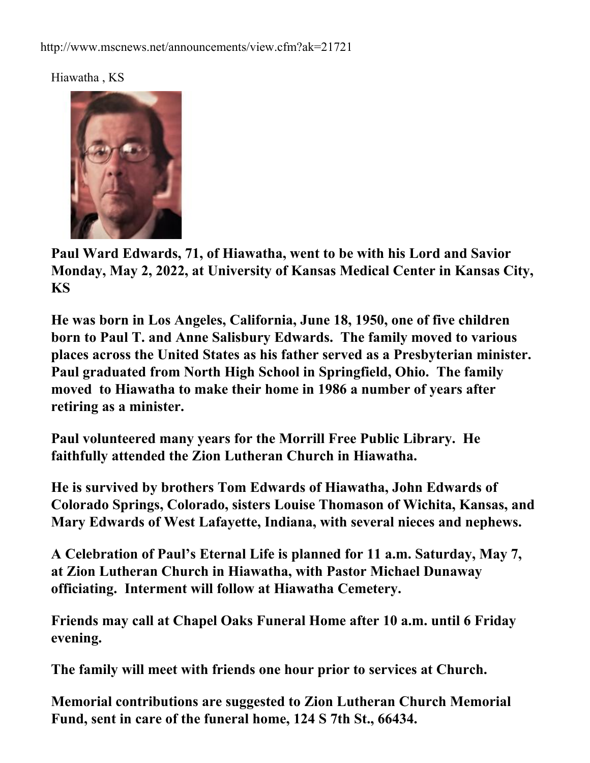http://www.mscnews.net/announcements/view.cfm?ak=21721

Hiawatha , KS

**Paul Ward Edwards, 71, of Hiawatha, went to be with his Lord and Savior Monday, May 2, 2022, at University of Kansas Medical Center in Kansas City, KS**

**He was born in Los Angeles, California, June 18, 1950, one of five children born to Paul T. and Anne Salisbury Edwards. The family moved to various places across the United States as his father served as a Presbyterian minister. Paul graduated from North High School in Springfield, Ohio. The family moved to Hiawatha to make their home in 1986 a number of years after retiring as a minister.**

**Paul volunteered many years for the Morrill Free Public Library. He faithfully attended the Zion Lutheran Church in Hiawatha.**

**He is survived by brothers Tom Edwards of Hiawatha, John Edwards of Colorado Springs, Colorado, sisters Louise Thomason of Wichita, Kansas, and Mary Edwards of West Lafayette, Indiana, with several nieces and nephews.**

**A Celebration of Paul's Eternal Life is planned for 11 a.m. Saturday, May 7, at Zion Lutheran Church in Hiawatha, with Pastor Michael Dunaway officiating. Interment will follow at Hiawatha Cemetery.**

**Friends may call at Chapel Oaks Funeral Home after 10 a.m. until 6 Friday evening.**

**The family will meet with friends one hour prior to services at Church.**

**Memorial contributions are suggested to Zion Lutheran Church Memorial Fund, sent in care of the funeral home, 124 S 7th St., 66434.**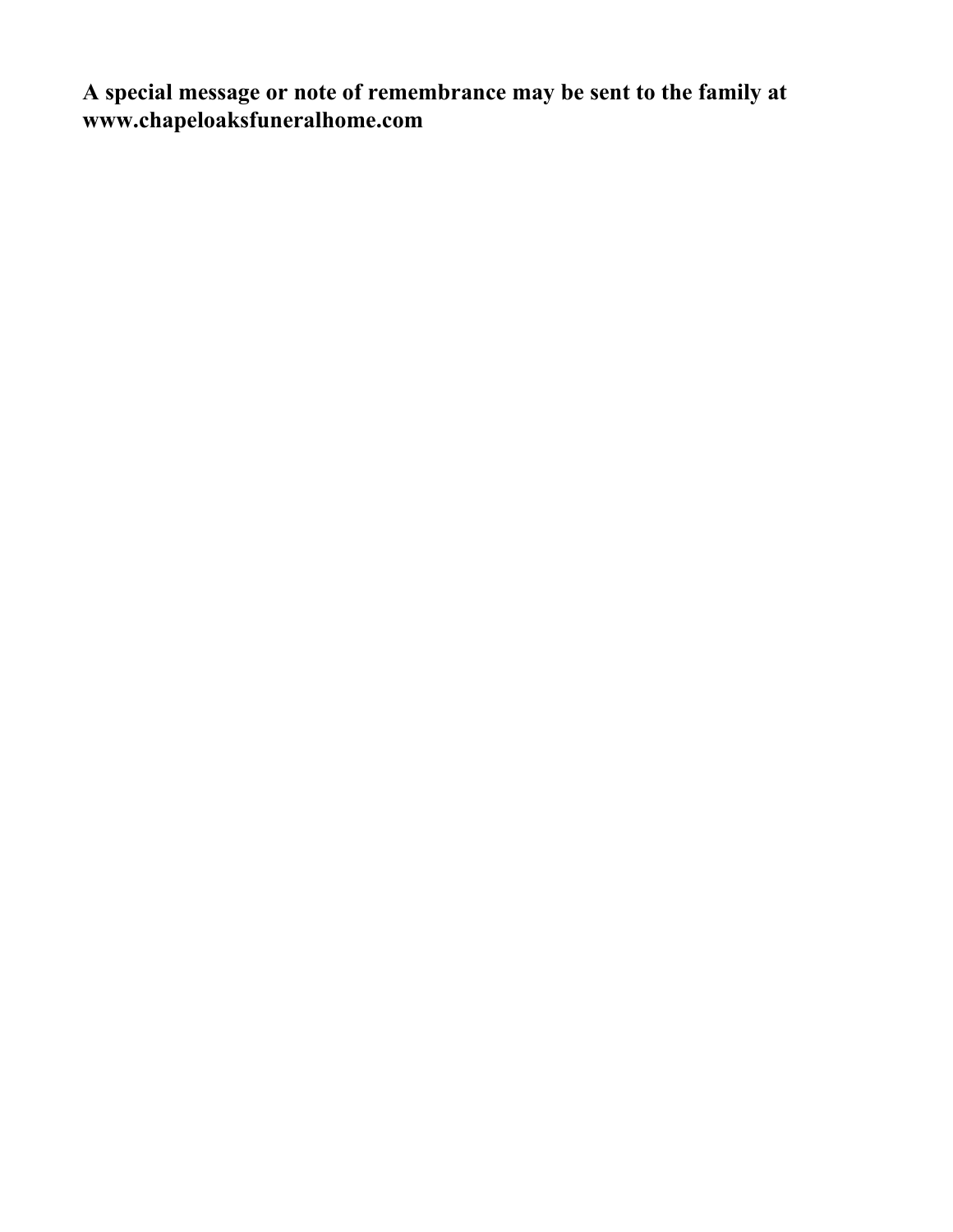**A special message or note of remembrance may be sent to the family at www.chapeloaksfuneralhome.com**